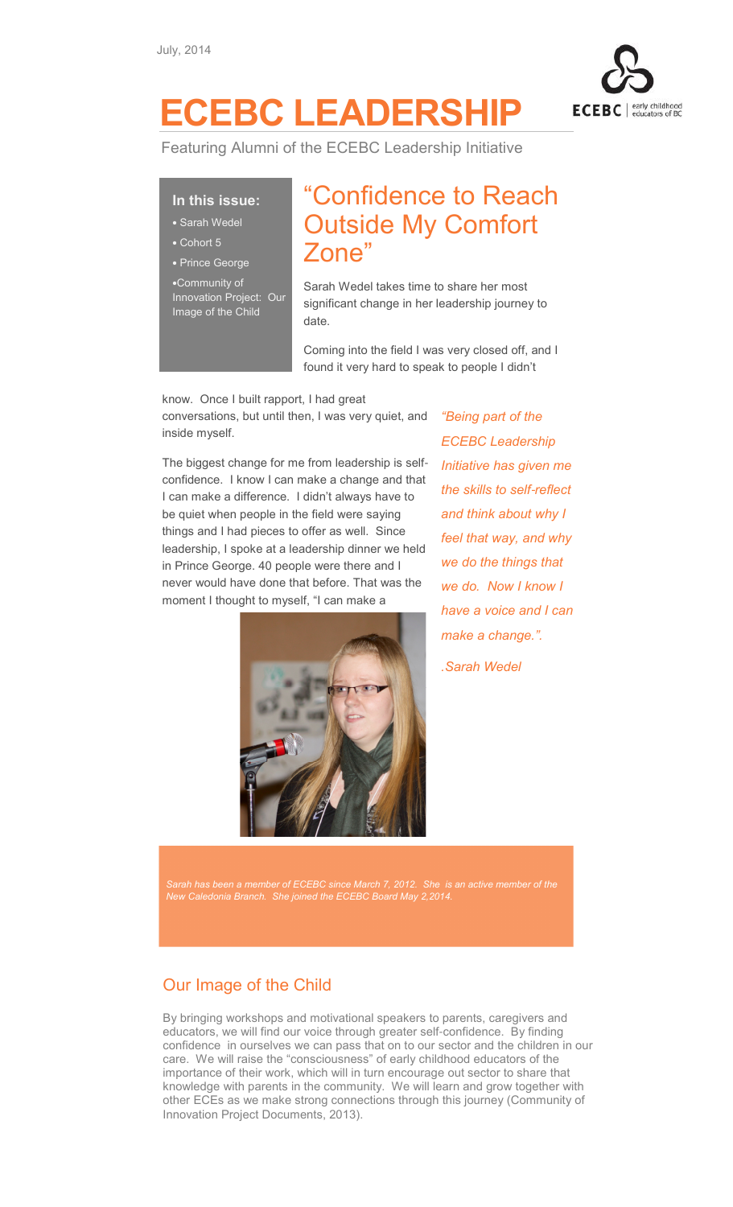July, 2014

# ECEBC LEADERSHIP

Featuring Alumni of the ECEBC Leadership Initiative

**In this issue:**

- Sarah Wedel
- Cohort 5
- Prince George
- Community of Innovation Project: Our Image of the Child

## "Confidence to Reach Outside My Comfort Zone"

Sarah Wedel takes time to share her most significant change in her leadership journey to date.

Coming into the field I was very closed off, and I found it very hard to speak to people I didn't know. Once I built rapport, I had great conversations, but until then, I was very quiet, and inside myself.

The biggest change for me from leadership is self-confidence. I know I can make a change and that I can make a difference. I didn't always have to be quiet when people in the field were saying things and I had pieces to offer as well. Since leadership, I spoke at a leadership dinner we held in Prince George. 40 people were there and I never would have done that before. That was the moment I thought to myself, "I can make a

*"Being part of the ECEBC Leadership Initiative has given me the skills to self-reflect and think about why I feel that way, and why we do the things that we do. Now I know I have a voice and I can make a change.".*

*.Sarah Wedel*

*Sarah has been a member of ECEBC since March 7, 2012. She is an active member of the New Caledonia Branch. She joined the ECEBC Board May 2,2014.*

## Our Image of the Child

By bringing workshops and motivational speakers to parents, caregivers and educators, we will find our voice through greater self-confidence. By finding confidence in ourselves we can pass that on to our sector and the children in our care. We will raise the "consciousness" of early childhood educators of the importance of their work, which will in turn encourage out sector to share that knowledge with parents in the community. We will learn and grow together with other ECEs as we make strong connections through this journey (Community of Innovation Project Documents, 2013).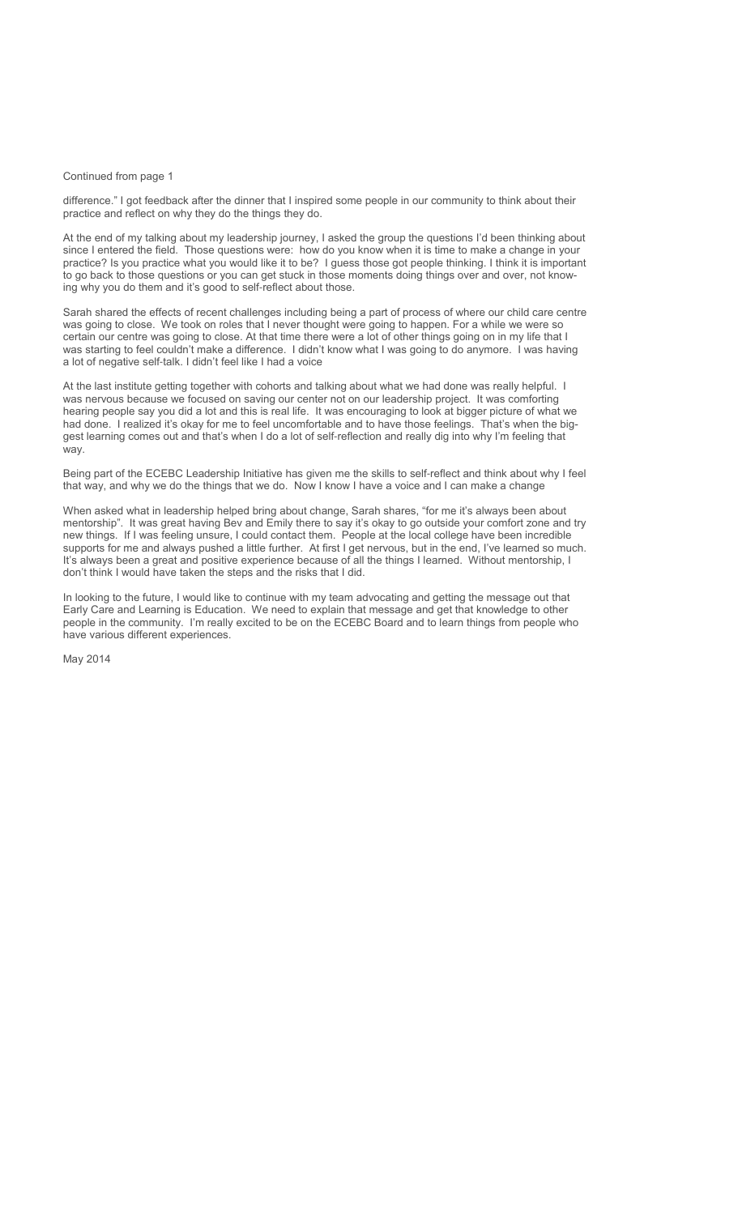Continued from page 1

difference." I got feedback after the dinner that I inspired some people in our community to think about their practice and reflect on why they do the things they do.

At the end of my talking about my leadership journey, I asked the group the questions I'd been thinking about since I entered the field. Those questions were: how do you know when it is time to make a change in your practice? Is you practice what you would like it to be? I guess those got people thinking. I think it is important to go back to those questions or you can get stuck in those moments doing things over and over, not knowing why you do them and it's good to self-reflect about those.

Sarah shared the effects of recent challenges including being a part of process of where our child care centre was going to close. We took on roles that I never thought were going to happen. For a while we were so certain our centre was going to close. At that time there were a lot of other things going on in my life that I was starting to feel couldn't make a difference. I didn't know what I was going to do anymore. I was having a lot of negative self-talk. I didn't feel like I had a voice

At the last institute getting together with cohorts and talking about what we had done was really helpful. I was nervous because we focused on saving our center not on our leadership project. It was comforting hearing people say you did a lot and this is real life. It was encouraging to look at bigger picture of what we had done. I realized it's okay for me to feel uncomfortable and to have those feelings. That's when the biggest learning comes out and that's when I do a lot of self-reflection and really dig into why I'm feeling that way.

Being part of the ECEBC Leadership Initiative has given me the skills to self-reflect and think about why I feel that way, and why we do the things that we do. Now I know I have a voice and I can make a change

When asked what in leadership helped bring about change, Sarah shares, "for me it's always been about mentorship". It was great having Bev and Emily there to say it's okay to go outside your comfort zone and try new things. If I was feeling unsure, I could contact them. People at the local college have been incredible supports for me and always pushed a little further. At first I get nervous, but in the end, I've learned so much. It's always been a great and positive experience because of all the things I learned. Without mentorship, I don't think I would have taken the steps and the risks that I did.

In looking to the future, I would like to continue with my team advocating and getting the message out that Early Care and Learning is Education. We need to explain that message and get that knowledge to other people in the community. I'm really excited to be on the ECEBC Board and to learn things from people who have various different experiences.

May 2014